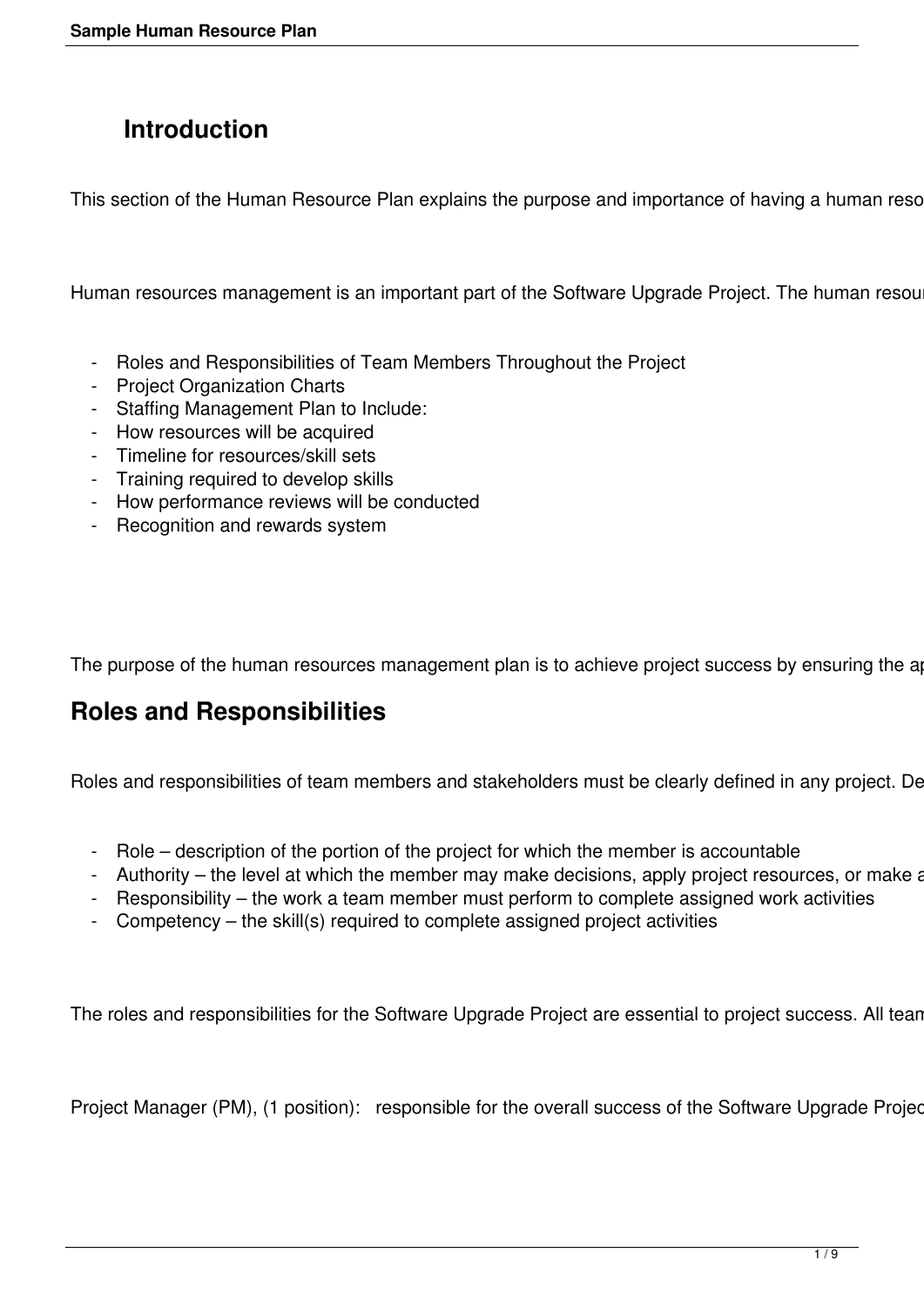# Introduction

This section of the Human Resource Plan explains the purpose and importance of having a human reso

Human resources management is an important part of the Software Upgrade Project. The human resou

- Roles and Responsibilities of Team Members Throughout the Project
- Project Organization Charts
- Staffing Management Plan to Include:
- How resources will be acquired
- Timeline for resources/skill sets
- Training required to develop skills
- How performance reviews will be conducted
- Recognition and rewards system

The purpose of the human resources management plan is to achieve project success by ensuring the ap

## Roles and Responsibilities

Roles and responsibilities of team members and stakeholders must be clearly defined in any project. De

- Role – description of the portion of the project for which the member is accountable
- Authority – the level at which the member may make decisions, apply project resources, or make a
- Responsibility – the work a team member must perform to complete assigned work activities
- Competency – the skill(s) required to complete assigned project activities

The roles and responsibilities for the Software Upgrade Project are essential to project success. All team

Project Manager (PM), (1 position): responsible for the overall success of the Software Upgrade Projec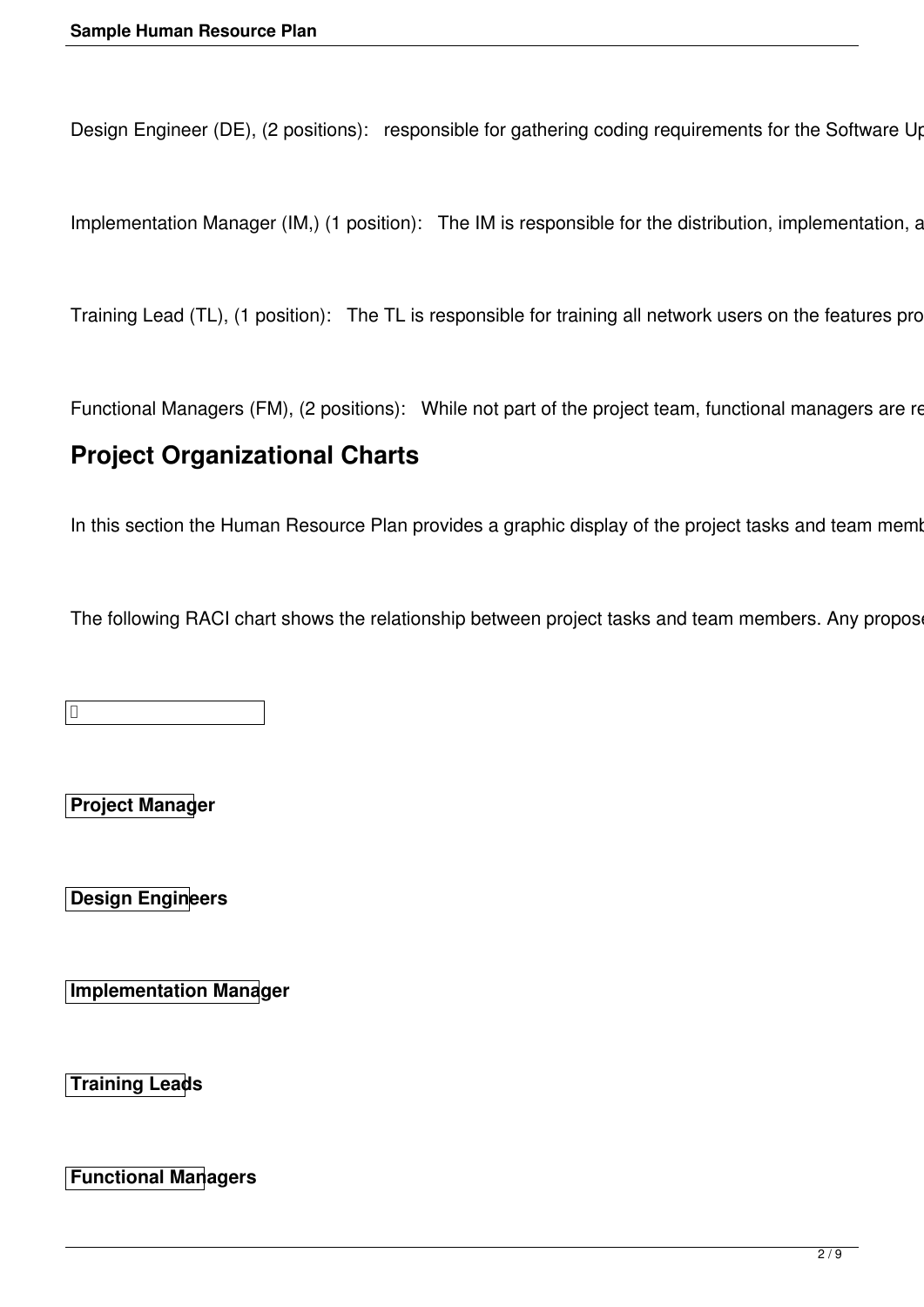Design Engineer (DE), (2 positions): responsible for gathering coding requirements for the Software Up

Implementation Manager (IM,) (1 position): The IM is responsible for the distribution, implementation, a

Training Lead (TL), (1 position): The TL is responsible for training all network users on the features pro

Functional Managers (FM), (2 positions): While not part of the project team, functional managers are re

## Project Organizational Charts

In this section the Human Resource Plan provides a graphic display of the project tasks and team memb

The following RACI chart shows the relationship between project tasks and team members. Any propose

**Project Manager**

**Design Engineers**

**Implementation Manager**

**Training Leads**

**Functional Managers**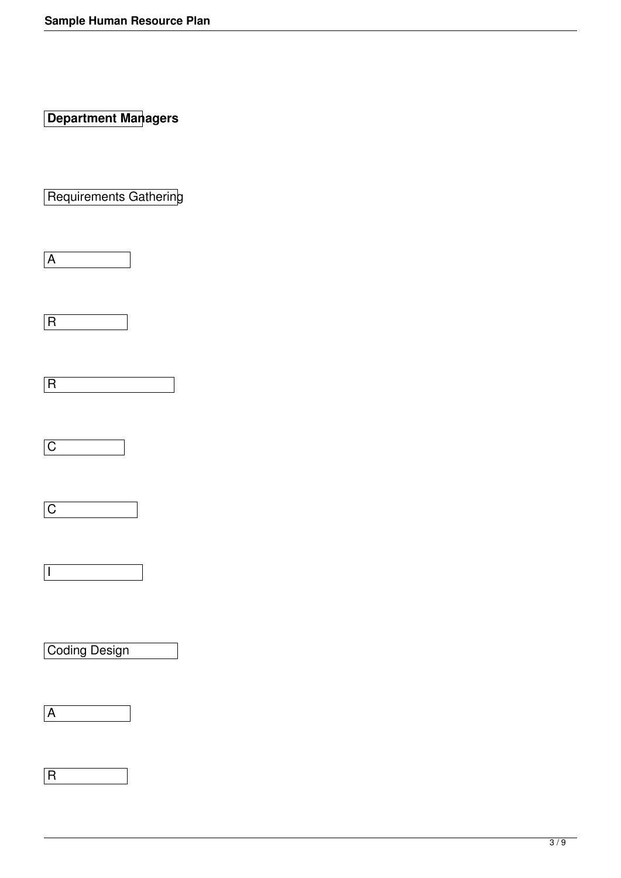**Department Managers**

Requirements Gathering

A

R

R

C

C

I

Coding Design

A

R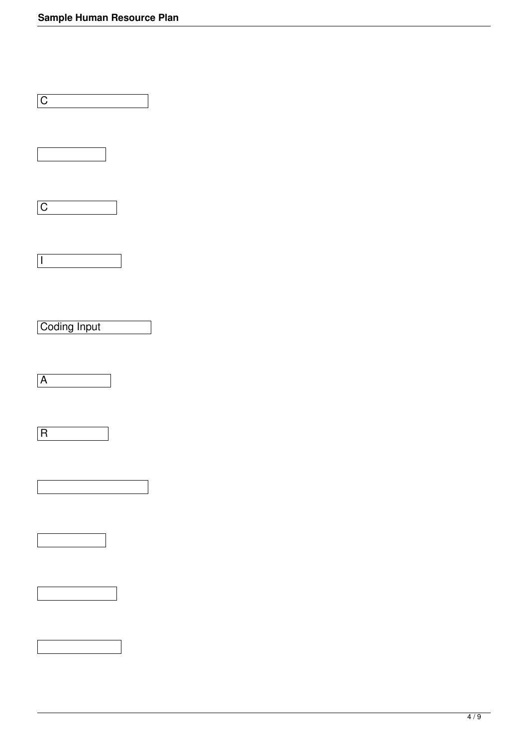C

C

I

Coding Input

A

R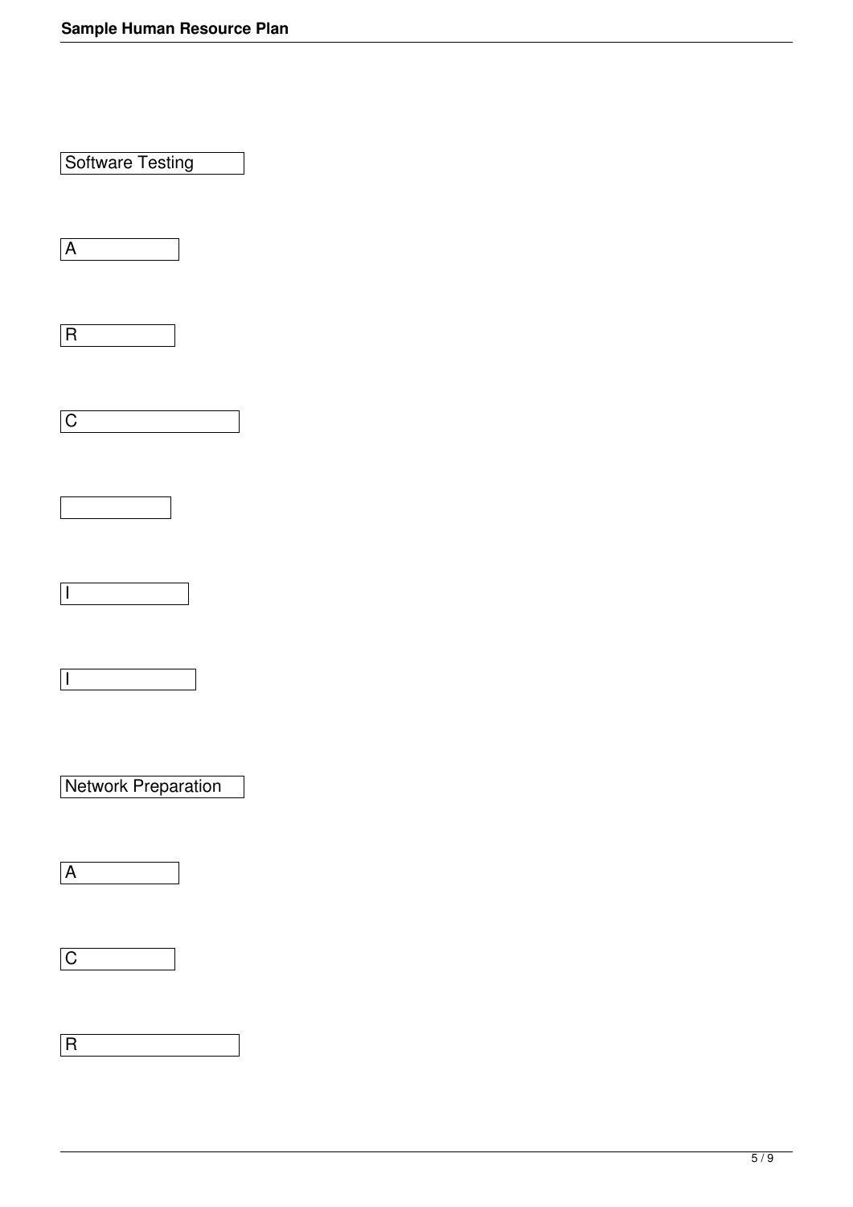Software Testing

A

R

C

I

I

Network Preparation

A

C

R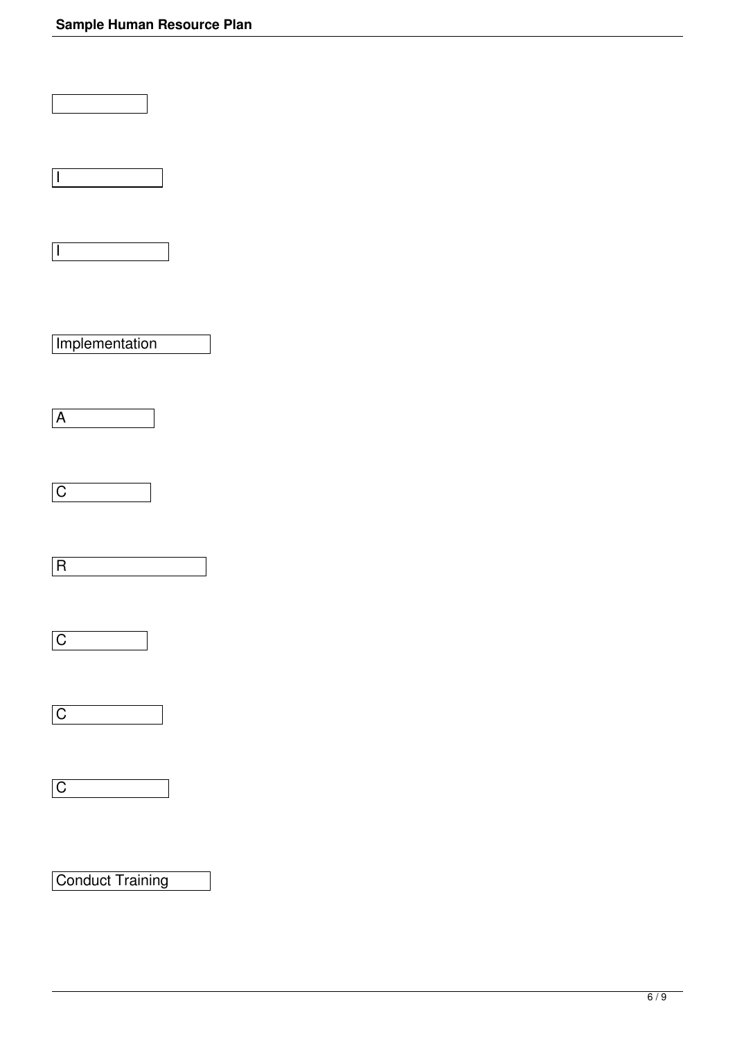I

I

Implementation

A

C

R

C

C

C

Conduct Training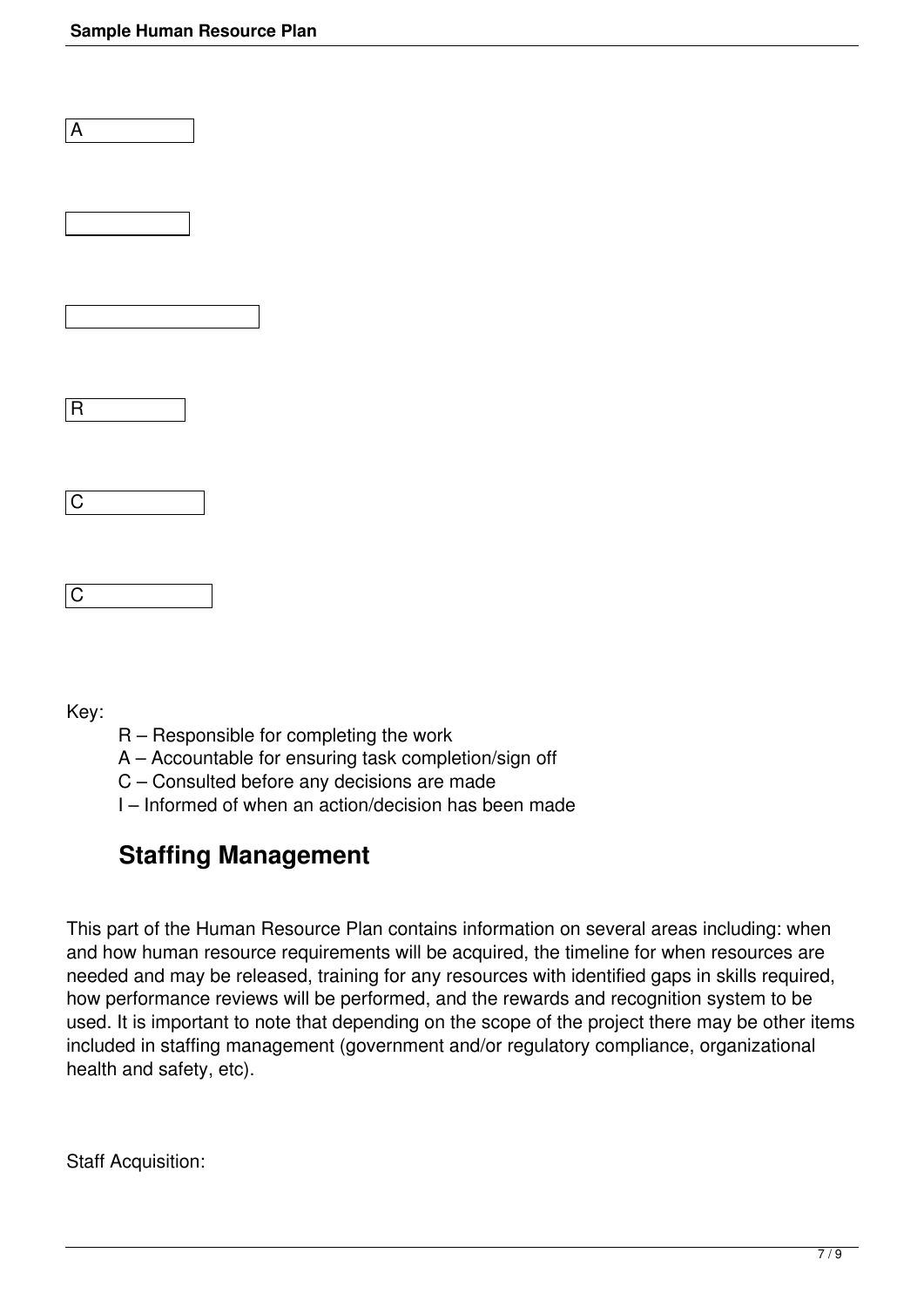A

R

C

C

Key:

- R – Responsible for completing the work
- A – Accountable for ensuring task completion/sign off
- C – Consulted before any decisions are made
- I – Informed of when an action/decision has been made

## Staffing Management

This part of the Human Resource Plan contains information on several areas including: when and how human resource requirements will be acquired, the timeline for when resources are needed and may be released, training for any resources with identified gaps in skills required, how performance reviews will be performed, and the rewards and recognition system to be used. It is important to note that depending on the scope of the project there may be other items included in staffing management (government and/or regulatory compliance, organizational health and safety, etc).

Staff Acquisition: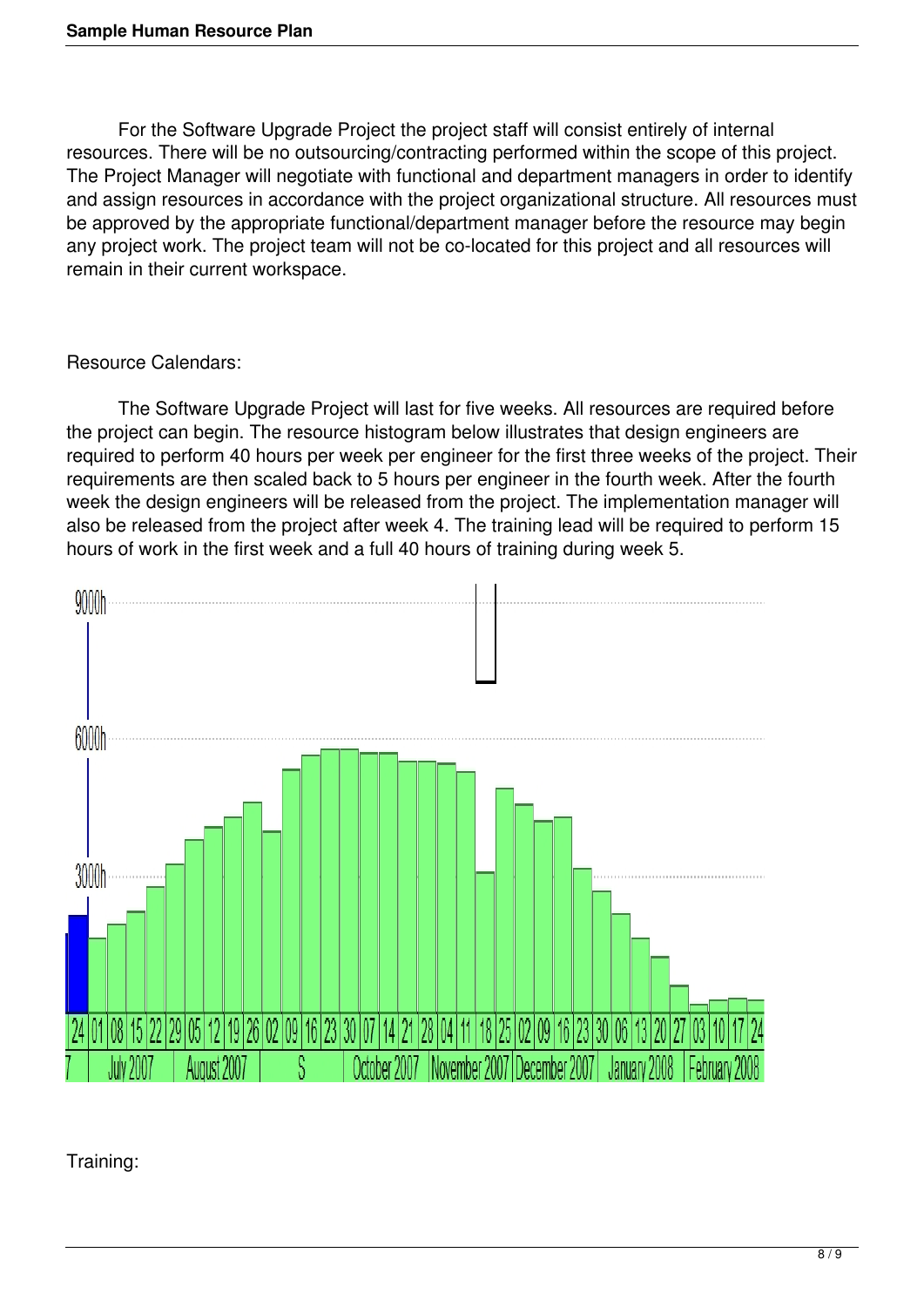For the Software Upgrade Project the project staff will consist entirely of internal resources. There will be no outsourcing/contracting performed within the scope of this project. The Project Manager will negotiate with functional and department managers in order to identify and assign resources in accordance with the project organizational structure. All resources must be approved by the appropriate functional/department manager before the resource may begin any project work. The project team will not be co-located for this project and all resources will remain in their current workspace.

Resource Calendars:

The Software Upgrade Project will last for five weeks. All resources are required before the project can begin. The resource histogram below illustrates that design engineers are required to perform 40 hours per week per engineer for the first three weeks of the project. Their requirements are then scaled back to 5 hours per engineer in the fourth week. After the fourth week the design engineers will be released from the project. The implementation manager will also be released from the project after week 4. The training lead will be required to perform 15 hours of work in the first week and a full 40 hours of training during week 5.

Training: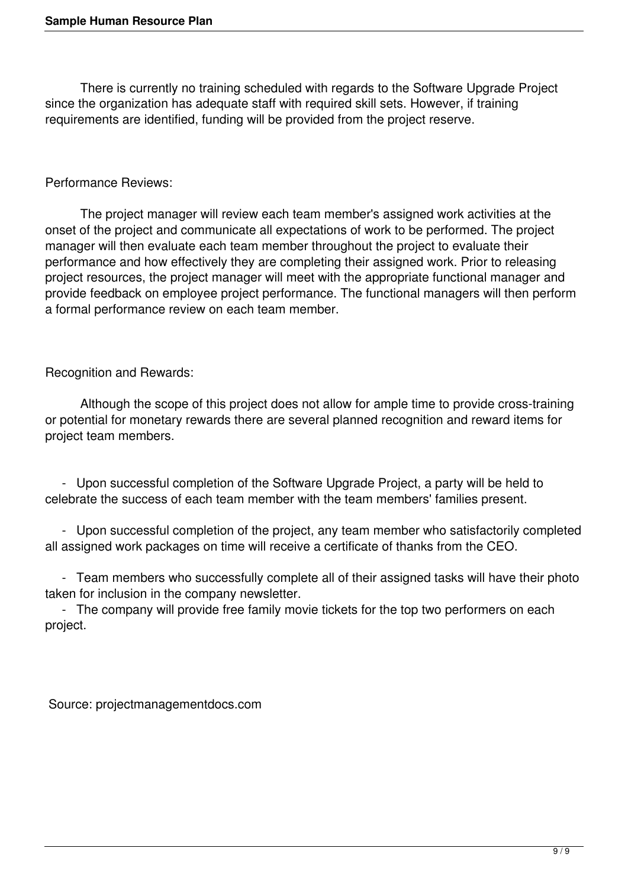There is currently no training scheduled with regards to the Software Upgrade Project since the organization has adequate staff with required skill sets. However, if training requirements are identified, funding will be provided from the project reserve.

Performance Reviews:

The project manager will review each team member's assigned work activities at the onset of the project and communicate all expectations of work to be performed. The project manager will then evaluate each team member throughout the project to evaluate their performance and how effectively they are completing their assigned work. Prior to releasing project resources, the project manager will meet with the appropriate functional manager and provide feedback on employee project performance. The functional managers will then perform a formal performance review on each team member.

Recognition and Rewards:

Although the scope of this project does not allow for ample time to provide cross-training or potential for monetary rewards there are several planned recognition and reward items for project team members.

- Upon successful completion of the Software Upgrade Project, a party will be held to celebrate the success of each team member with the team members' families present.
- Upon successful completion of the project, any team member who satisfactorily completed all assigned work packages on time will receive a certificate of thanks from the CEO.
- Team members who successfully complete all of their assigned tasks will have their photo taken for inclusion in the company newsletter.
- The company will provide free family movie tickets for the top two performers on each project.

Source: projectmanagementdocs.com